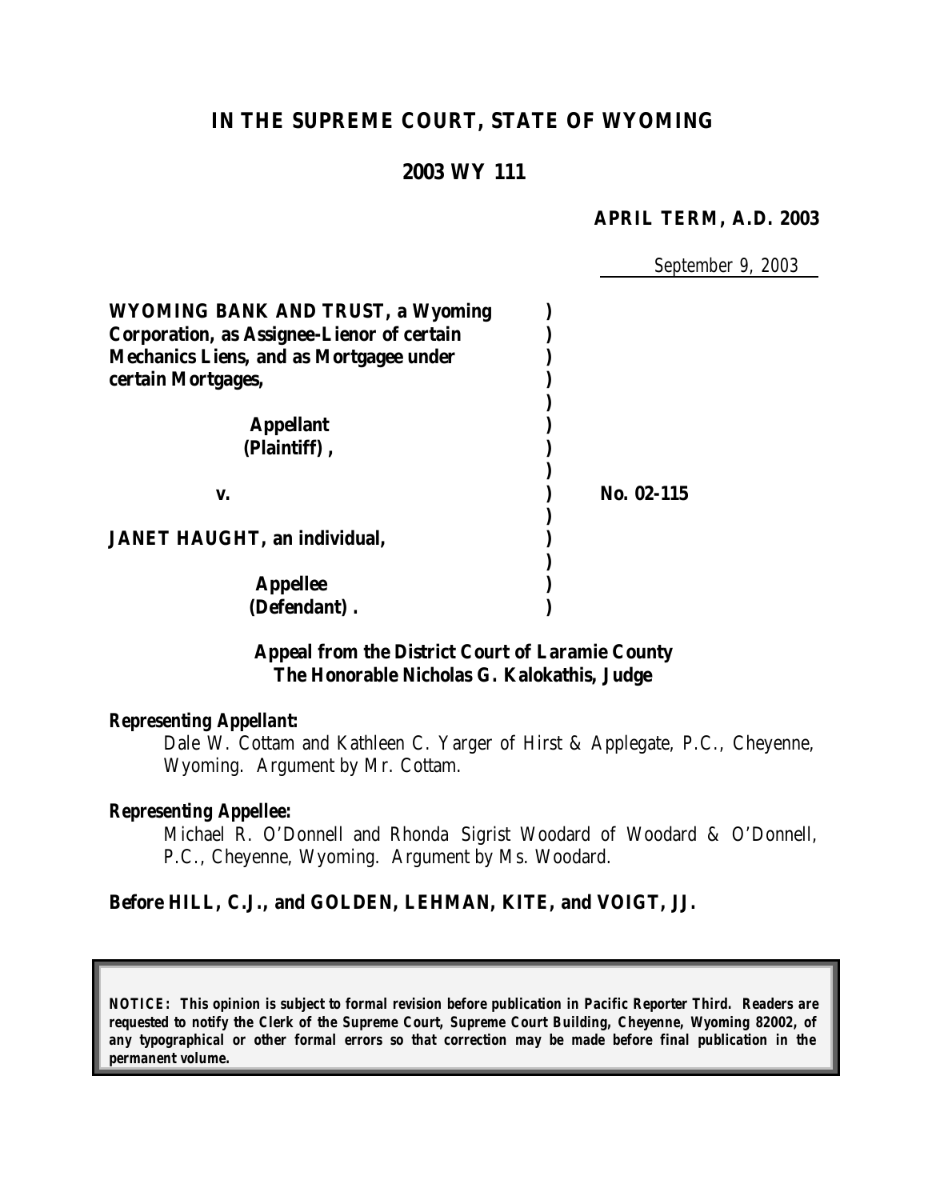# IN THE SUPREME COURT, STATE OF WYOMING

## 2003 WY 111

**APRIL TERM, A.D. 2003**

September 9, 2003

**WYOMING BANK AND TRUST, a Wyoming Corporation, as Assignee-Lienor of certain Mechanics Liens, and as Mortgagee under certain Mortgages,**

**Appellant (Plaintiff),**

**v.** **No. 02-115**

**JANET HAUGHT, an individual,**

**Appellee (Defendant).**

**Appeal from the District Court of Laramie County**
**The Honorable Nicholas G. Kalokathis, Judge**

***Representing Appellant:***

Dale W. Cottam and Kathleen C. Yarger of Hirst & Applegate, P.C., Cheyenne, Wyoming. Argument by Mr. Cottam.

***Representing Appellee:***

Michael R. O'Donnell and Rhonda Sigrist Woodard of Woodard & O'Donnell, P.C., Cheyenne, Wyoming. Argument by Ms. Woodard.

**Before HILL, C.J., and GOLDEN, LEHMAN, KITE, and VOIGT, JJ.**

***NOTICE: This opinion is subject to formal revision before publication in Pacific Reporter Third. Readers are requested to notify the Clerk of the Supreme Court, Supreme Court Building, Cheyenne, Wyoming 82002, of any typographical or other formal errors so that correction may be made before final publication in the permanent volume.***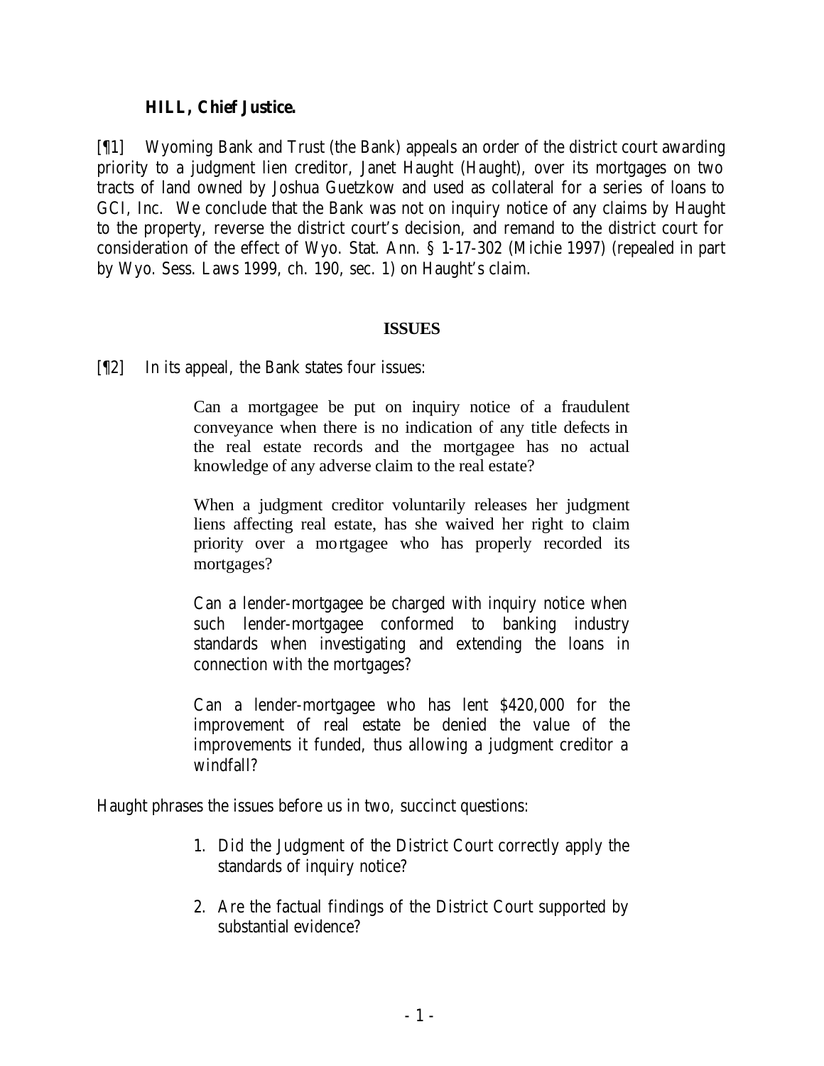**HILL, Chief Justice.**

[¶1] Wyoming Bank and Trust (the Bank) appeals an order of the district court awarding priority to a judgment lien creditor, Janet Haught (Haught), over its mortgages on two tracts of land owned by Joshua Guetzkow and used as collateral for a series of loans to GCI, Inc. We conclude that the Bank was not on inquiry notice of any claims by Haught to the property, reverse the district court's decision, and remand to the district court for consideration of the effect of Wyo. Stat. Ann. § 1-17-302 (Michie 1997) (repealed in part by Wyo. Sess. Laws 1999, ch. 190, sec. 1) on Haught's claim.

## ISSUES

[¶2] In its appeal, the Bank states four issues:

> Can a mortgagee be put on inquiry notice of a fraudulent conveyance when there is no indication of any title defects in the real estate records and the mortgagee has no actual knowledge of any adverse claim to the real estate?
>
> When a judgment creditor voluntarily releases her judgment liens affecting real estate, has she waived her right to claim priority over a mortgagee who has properly recorded its mortgages?
>
> Can a lender-mortgagee be charged with inquiry notice when such lender-mortgagee conformed to banking industry standards when investigating and extending the loans in connection with the mortgages?
>
> Can a lender-mortgagee who has lent $420,000 for the improvement of real estate be denied the value of the improvements it funded, thus allowing a judgment creditor a windfall?

Haught phrases the issues before us in two, succinct questions:

> 1. Did the Judgment of the District Court correctly apply the standards of inquiry notice?
> 2. Are the factual findings of the District Court supported by substantial evidence?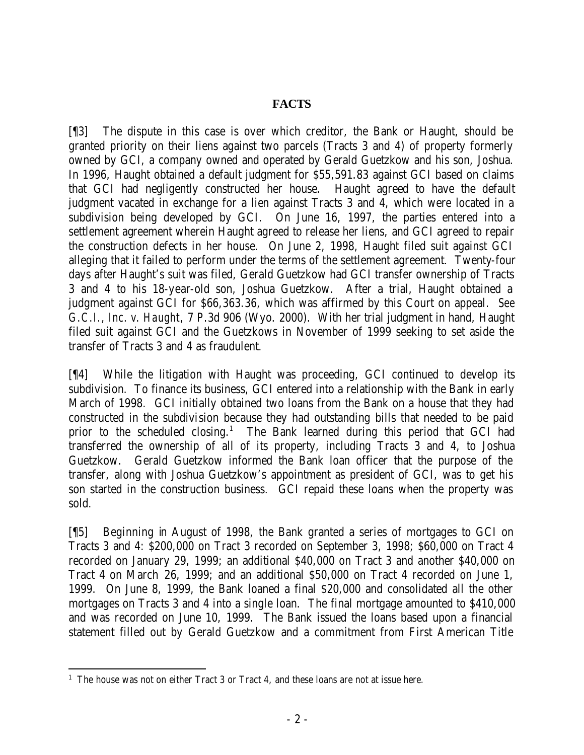## FACTS

[¶3] The dispute in this case is over which creditor, the Bank or Haught, should be granted priority on their liens against two parcels (Tracts 3 and 4) of property formerly owned by GCI, a company owned and operated by Gerald Guetzkow and his son, Joshua. In 1996, Haught obtained a default judgment for $55,591.83 against GCI based on claims that GCI had negligently constructed her house. Haught agreed to have the default judgment vacated in exchange for a lien against Tracts 3 and 4, which were located in a subdivision being developed by GCI. On June 16, 1997, the parties entered into a settlement agreement wherein Haught agreed to release her liens, and GCI agreed to repair the construction defects in her house. On June 2, 1998, Haught filed suit against GCI alleging that it failed to perform under the terms of the settlement agreement. Twenty-four days after Haught's suit was filed, Gerald Guetzkow had GCI transfer ownership of Tracts 3 and 4 to his 18-year-old son, Joshua Guetzkow. After a trial, Haught obtained a judgment against GCI for $66,363.36, which was affirmed by this Court on appeal. *See G.C.I., Inc. v. Haught*, 7 P.3d 906 (Wyo. 2000). With her trial judgment in hand, Haught filed suit against GCI and the Guetzkows in November of 1999 seeking to set aside the transfer of Tracts 3 and 4 as fraudulent.

[¶4] While the litigation with Haught was proceeding, GCI continued to develop its subdivision. To finance its business, GCI entered into a relationship with the Bank in early March of 1998. GCI initially obtained two loans from the Bank on a house that they had constructed in the subdivision because they had outstanding bills that needed to be paid prior to the scheduled closing.[1] The Bank learned during this period that GCI had transferred the ownership of all of its property, including Tracts 3 and 4, to Joshua Guetzkow. Gerald Guetzkow informed the Bank loan officer that the purpose of the transfer, along with Joshua Guetzkow's appointment as president of GCI, was to get his son started in the construction business. GCI repaid these loans when the property was sold.

[¶5] Beginning in August of 1998, the Bank granted a series of mortgages to GCI on Tracts 3 and 4: $200,000 on Tract 3 recorded on September 3, 1998; $60,000 on Tract 4 recorded on January 29, 1999; an additional $40,000 on Tract 3 and another $40,000 on Tract 4 on March 26, 1999; and an additional $50,000 on Tract 4 recorded on June 1, 1999. On June 8, 1999, the Bank loaned a final $20,000 and consolidated all the other mortgages on Tracts 3 and 4 into a single loan. The final mortgage amounted to $410,000 and was recorded on June 10, 1999. The Bank issued the loans based upon a financial statement filled out by Gerald Guetzkow and a commitment from First American Title

[1] The house was not on either Tract 3 or Tract 4, and these loans are not at issue here.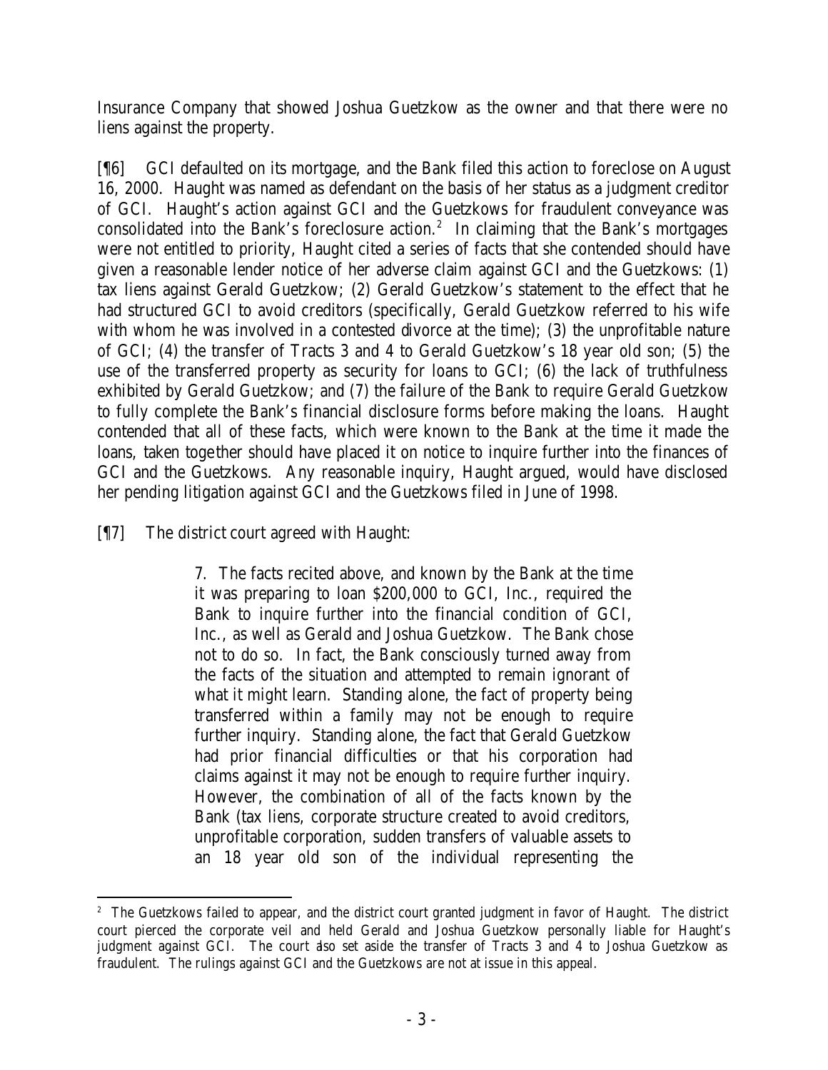Insurance Company that showed Joshua Guetzkow as the owner and that there were no liens against the property.

[¶6] GCI defaulted on its mortgage, and the Bank filed this action to foreclose on August 16, 2000. Haught was named as defendant on the basis of her status as a judgment creditor of GCI. Haught's action against GCI and the Guetzkows for fraudulent conveyance was consolidated into the Bank's foreclosure action.[2] In claiming that the Bank's mortgages were not entitled to priority, Haught cited a series of facts that she contended should have given a reasonable lender notice of her adverse claim against GCI and the Guetzkows: (1) tax liens against Gerald Guetzkow; (2) Gerald Guetzkow's statement to the effect that he had structured GCI to avoid creditors (specifically, Gerald Guetzkow referred to his wife with whom he was involved in a contested divorce at the time); (3) the unprofitable nature of GCI; (4) the transfer of Tracts 3 and 4 to Gerald Guetzkow's 18 year old son; (5) the use of the transferred property as security for loans to GCI; (6) the lack of truthfulness exhibited by Gerald Guetzkow; and (7) the failure of the Bank to require Gerald Guetzkow to fully complete the Bank's financial disclosure forms before making the loans. Haught contended that all of these facts, which were known to the Bank at the time it made the loans, taken together should have placed it on notice to inquire further into the finances of GCI and the Guetzkows. Any reasonable inquiry, Haught argued, would have disclosed her pending litigation against GCI and the Guetzkows filed in June of 1998.

[¶7] The district court agreed with Haught:

> 7. The facts recited above, and known by the Bank at the time it was preparing to loan $200,000 to GCI, Inc., required the Bank to inquire further into the financial condition of GCI, Inc., as well as Gerald and Joshua Guetzkow. The Bank chose not to do so. In fact, the Bank consciously turned away from the facts of the situation and attempted to remain ignorant of what it might learn. Standing alone, the fact of property being transferred within a family may not be enough to require further inquiry. Standing alone, the fact that Gerald Guetzkow had prior financial difficulties or that his corporation had claims against it may not be enough to require further inquiry. However, the combination of all of the facts known by the Bank (tax liens, corporate structure created to avoid creditors, unprofitable corporation, sudden transfers of valuable assets to an 18 year old son of the individual representing the

---

[2] The Guetzkows failed to appear, and the district court granted judgment in favor of Haught. The district court pierced the corporate veil and held Gerald and Joshua Guetzkow personally liable for Haught's judgment against GCI. The court also set aside the transfer of Tracts 3 and 4 to Joshua Guetzkow as fraudulent. The rulings against GCI and the Guetzkows are not at issue in this appeal.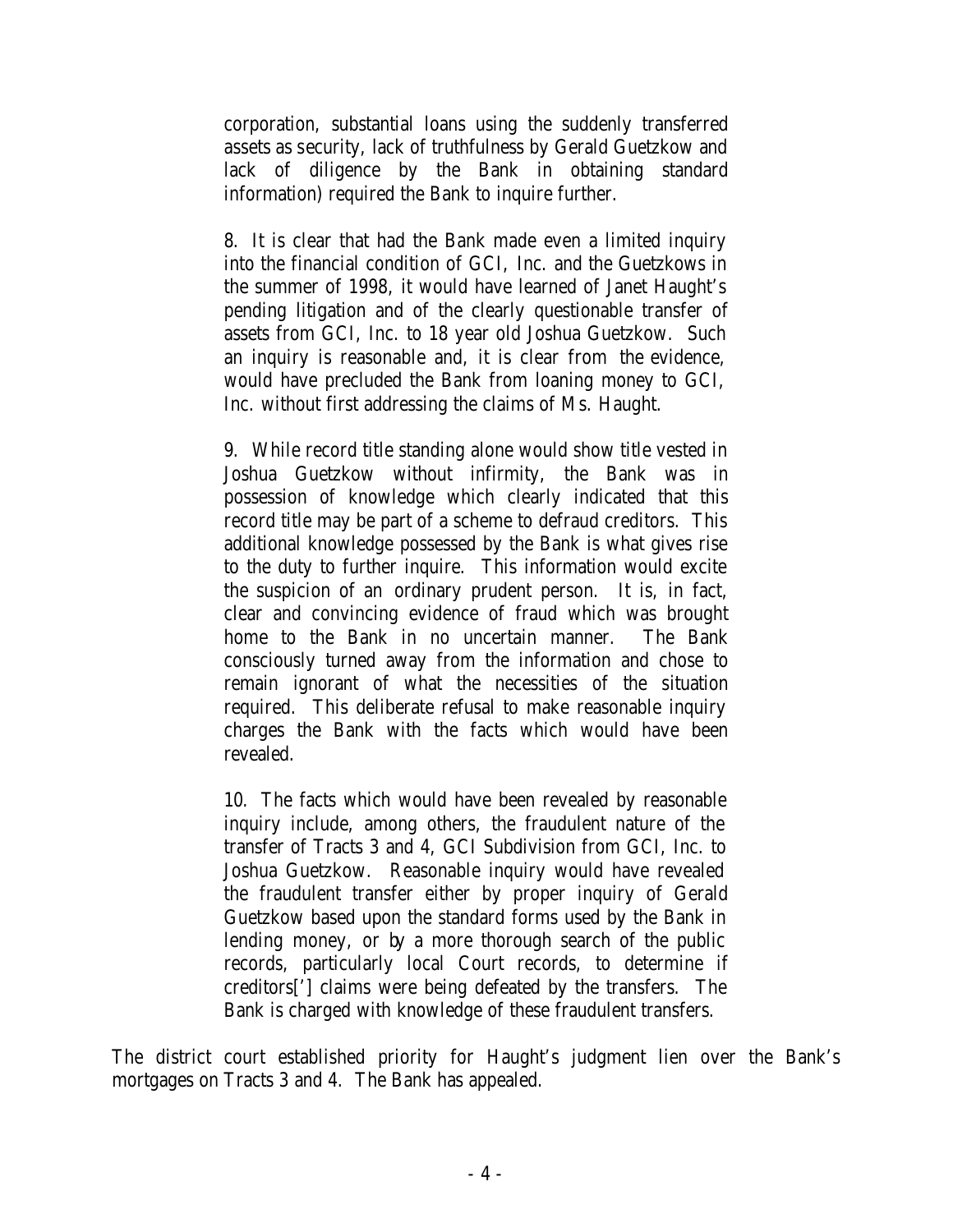> corporation, substantial loans using the suddenly transferred assets as security, lack of truthfulness by Gerald Guetzkow and lack of diligence by the Bank in obtaining standard information) required the Bank to inquire further.
>
> 8. It is clear that had the Bank made even a limited inquiry into the financial condition of GCI, Inc. and the Guetzkows in the summer of 1998, it would have learned of Janet Haught's pending litigation and of the clearly questionable transfer of assets from GCI, Inc. to 18 year old Joshua Guetzkow. Such an inquiry is reasonable and, it is clear from the evidence, would have precluded the Bank from loaning money to GCI, Inc. without first addressing the claims of Ms. Haught.
>
> 9. While record title standing alone would show title vested in Joshua Guetzkow without infirmity, the Bank was in possession of knowledge which clearly indicated that this record title may be part of a scheme to defraud creditors. This additional knowledge possessed by the Bank is what gives rise to the duty to further inquire. This information would excite the suspicion of an ordinary prudent person. It is, in fact, clear and convincing evidence of fraud which was brought home to the Bank in no uncertain manner. The Bank consciously turned away from the information and chose to remain ignorant of what the necessities of the situation required. This deliberate refusal to make reasonable inquiry charges the Bank with the facts which would have been revealed.
>
> 10. The facts which would have been revealed by reasonable inquiry include, among others, the fraudulent nature of the transfer of Tracts 3 and 4, GCI Subdivision from GCI, Inc. to Joshua Guetzkow. Reasonable inquiry would have revealed the fraudulent transfer either by proper inquiry of Gerald Guetzkow based upon the standard forms used by the Bank in lending money, or by a more thorough search of the public records, particularly local Court records, to determine if creditors['] claims were being defeated by the transfers. The Bank is charged with knowledge of these fraudulent transfers.

The district court established priority for Haught's judgment lien over the Bank's mortgages on Tracts 3 and 4. The Bank has appealed.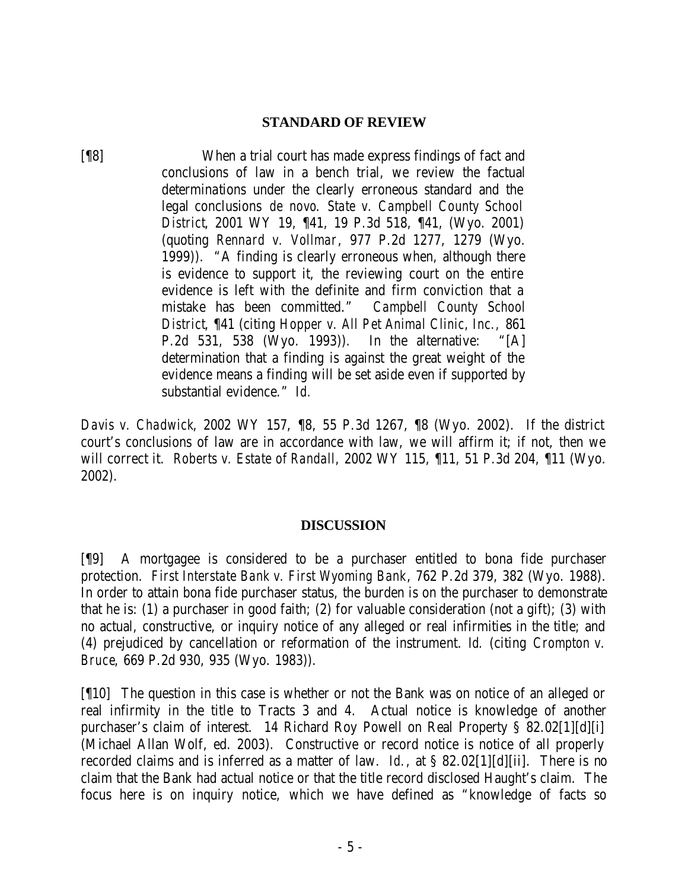## STANDARD OF REVIEW

[¶8] When a trial court has made express findings of fact and conclusions of law in a bench trial, we review the factual determinations under the clearly erroneous standard and the legal conclusions *de novo*. *State v. Campbell County School District*, 2001 WY 19, ¶41, 19 P.3d 518, ¶41, (Wyo. 2001) (quoting *Rennard v. Vollmar*, 977 P.2d 1277, 1279 (Wyo. 1999)). "A finding is clearly erroneous when, although there is evidence to support it, the reviewing court on the entire evidence is left with the definite and firm conviction that a mistake has been committed." *Campbell County School District*, ¶41 (citing *Hopper v. All Pet Animal Clinic, Inc.*, 861 P.2d 531, 538 (Wyo. 1993)). In the alternative: "[A] determination that a finding is against the great weight of the evidence means a finding will be set aside even if supported by substantial evidence." *Id.*

*Davis v. Chadwick*, 2002 WY 157, ¶8, 55 P.3d 1267, ¶8 (Wyo. 2002). If the district court's conclusions of law are in accordance with law, we will affirm it; if not, then we will correct it. *Roberts v. Estate of Randall*, 2002 WY 115, ¶11, 51 P.3d 204, ¶11 (Wyo. 2002).

## DISCUSSION

[¶9] A mortgagee is considered to be a purchaser entitled to bona fide purchaser protection. *First Interstate Bank v. First Wyoming Bank*, 762 P.2d 379, 382 (Wyo. 1988). In order to attain bona fide purchaser status, the burden is on the purchaser to demonstrate that he is: (1) a purchaser in good faith; (2) for valuable consideration (not a gift); (3) with no actual, constructive, or inquiry notice of any alleged or real infirmities in the title; and (4) prejudiced by cancellation or reformation of the instrument. *Id.* (citing *Crompton v. Bruce*, 669 P.2d 930, 935 (Wyo. 1983)).

[¶10] The question in this case is whether or not the Bank was on notice of an alleged or real infirmity in the title to Tracts 3 and 4. Actual notice is knowledge of another purchaser's claim of interest. 14 Richard Roy Powell on Real Property § 82.02[1][d][i] (Michael Allan Wolf, ed. 2003). Constructive or record notice is notice of all properly recorded claims and is inferred as a matter of law. *Id.*, at § 82.02[1][d][ii]. There is no claim that the Bank had actual notice or that the title record disclosed Haught's claim. The focus here is on inquiry notice, which we have defined as "knowledge of facts so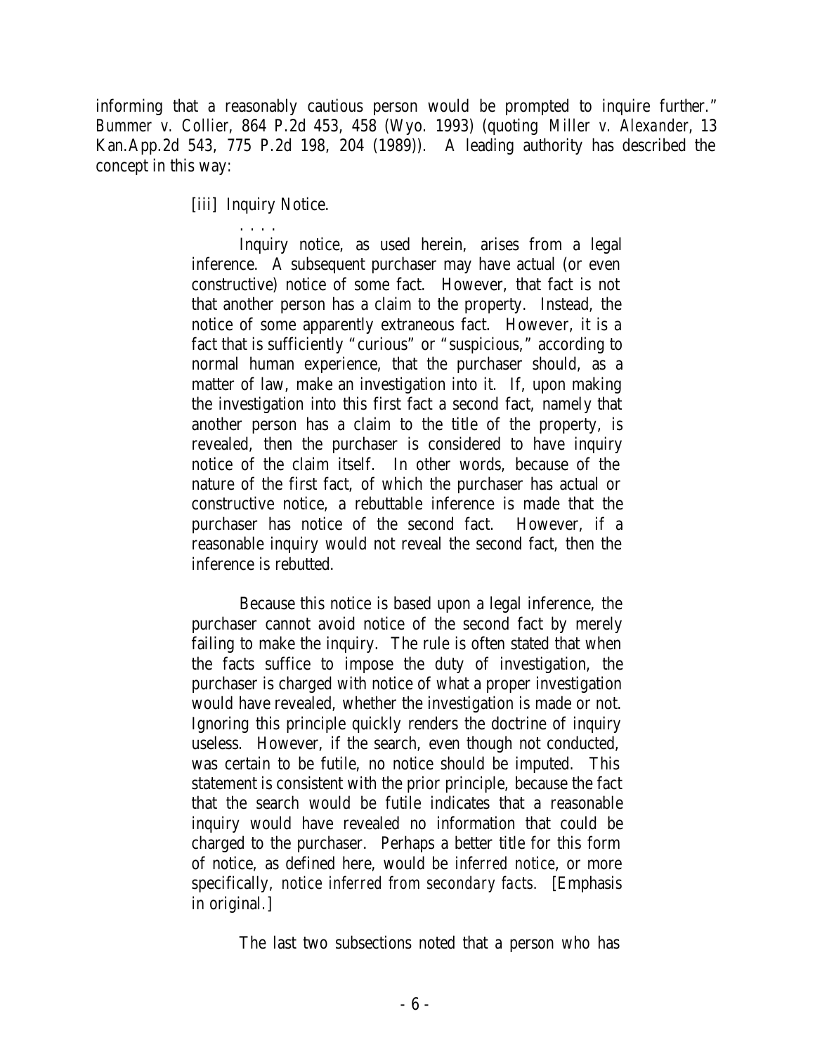informing that a reasonably cautious person would be prompted to inquire further." *Bummer v. Collier*, 864 P.2d 453, 458 (Wyo. 1993) (quoting *Miller v. Alexander*, 13 Kan.App.2d 543, 775 P.2d 198, 204 (1989)). A leading authority has described the concept in this way:

> [iii] Inquiry Notice.
>
> . . . .
>
> Inquiry notice, as used herein, arises from a legal inference. A subsequent purchaser may have actual (or even constructive) notice of some fact. However, that fact is not that another person has a claim to the property. Instead, the notice of some apparently extraneous fact. However, it is a fact that is sufficiently "curious" or "suspicious," according to normal human experience, that the purchaser should, as a matter of law, make an investigation into it. If, upon making the investigation into this first fact a second fact, namely that another person has a claim to the title of the property, is revealed, then the purchaser is considered to have inquiry notice of the claim itself. In other words, because of the nature of the first fact, of which the purchaser has actual or constructive notice, a rebuttable inference is made that the purchaser has notice of the second fact. However, if a reasonable inquiry would not reveal the second fact, then the inference is rebutted.
>
> Because this notice is based upon a legal inference, the purchaser cannot avoid notice of the second fact by merely failing to make the inquiry. The rule is often stated that when the facts suffice to impose the duty of investigation, the purchaser is charged with notice of what a proper investigation would have revealed, whether the investigation is made or not. Ignoring this principle quickly renders the doctrine of inquiry useless. However, if the search, even though not conducted, was certain to be futile, no notice should be imputed. This statement is consistent with the prior principle, because the fact that the search would be futile indicates that a reasonable inquiry would have revealed no information that could be charged to the purchaser. Perhaps a better title for this form of notice, as defined here, would be *inferred notice*, or more specifically, *notice inferred from secondary facts*. [Emphasis in original.]
>
> The last two subsections noted that a person who has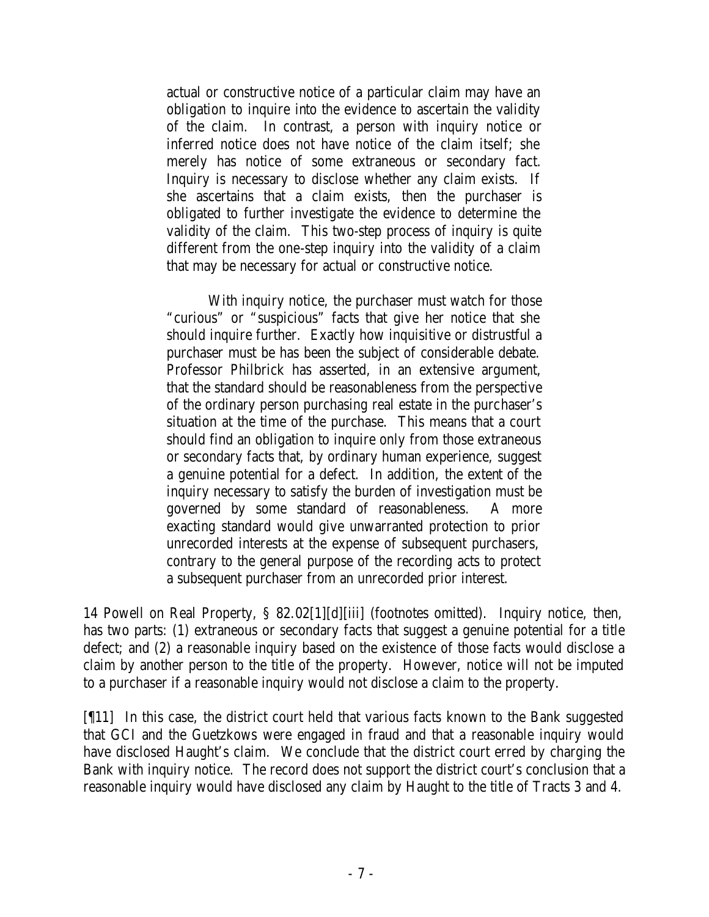> actual or constructive notice of a particular claim may have an obligation to inquire into the evidence to ascertain the validity of the claim. In contrast, a person with inquiry notice or inferred notice does not have notice of the claim itself; she merely has notice of some extraneous or secondary fact. Inquiry is necessary to disclose whether any claim exists. If she ascertains that a claim exists, then the purchaser is obligated to further investigate the evidence to determine the validity of the claim. This two-step process of inquiry is quite different from the one-step inquiry into the validity of a claim that may be necessary for actual or constructive notice.
>
> With inquiry notice, the purchaser must watch for those "curious" or "suspicious" facts that give her notice that she should inquire further. Exactly how inquisitive or distrustful a purchaser must be has been the subject of considerable debate. Professor Philbrick has asserted, in an extensive argument, that the standard should be reasonableness from the perspective of the ordinary person purchasing real estate in the purchaser's situation at the time of the purchase. This means that a court should find an obligation to inquire only from those extraneous or secondary facts that, by ordinary human experience, suggest a genuine potential for a defect. In addition, the extent of the inquiry necessary to satisfy the burden of investigation must be governed by some standard of reasonableness. A more exacting standard would give unwarranted protection to prior unrecorded interests at the expense of subsequent purchasers, contrary to the general purpose of the recording acts to protect a subsequent purchaser from an unrecorded prior interest.

14 Powell on Real Property, § 82.02[1][d][iii] (footnotes omitted). Inquiry notice, then, has two parts: (1) extraneous or secondary facts that suggest a genuine potential for a title defect; and (2) a reasonable inquiry based on the existence of those facts would disclose a claim by another person to the title of the property. However, notice will not be imputed to a purchaser if a reasonable inquiry would not disclose a claim to the property.

[¶11] In this case, the district court held that various facts known to the Bank suggested that GCI and the Guetzkows were engaged in fraud and that a reasonable inquiry would have disclosed Haught's claim. We conclude that the district court erred by charging the Bank with inquiry notice. The record does not support the district court's conclusion that a reasonable inquiry would have disclosed any claim by Haught to the title of Tracts 3 and 4.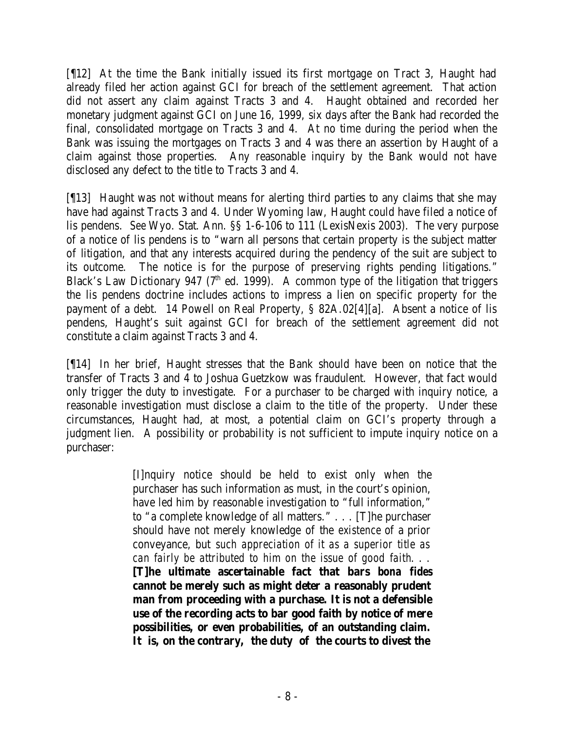[¶12] At the time the Bank initially issued its first mortgage on Tract 3, Haught had already filed her action against GCI for breach of the settlement agreement. That action did not assert any claim against Tracts 3 and 4. Haught obtained and recorded her monetary judgment against GCI on June 16, 1999, six days after the Bank had recorded the final, consolidated mortgage on Tracts 3 and 4. At no time during the period when the Bank was issuing the mortgages on Tracts 3 and 4 was there an assertion by Haught of a claim against those properties. Any reasonable inquiry by the Bank would not have disclosed any defect to the title to Tracts 3 and 4.

[¶13] Haught was not without means for alerting third parties to any claims that she may have had against Tracts 3 and 4. Under Wyoming law, Haught could have filed a notice of lis pendens. *See* Wyo. Stat. Ann. §§ 1-6-106 to 111 (LexisNexis 2003). The very purpose of a notice of lis pendens is to "warn all persons that certain property is the subject matter of litigation, and that any interests acquired during the pendency of the suit are subject to its outcome. The notice is for the purpose of preserving rights pending litigations." Black's Law Dictionary 947 (7th ed. 1999). A common type of the litigation that triggers the lis pendens doctrine includes actions to impress a lien on specific property for the payment of a debt. 14 Powell on Real Property, § 82A.02[4][a]. Absent a notice of lis pendens, Haught's suit against GCI for breach of the settlement agreement did not constitute a claim against Tracts 3 and 4.

[¶14] In her brief, Haught stresses that the Bank should have been on notice that the transfer of Tracts 3 and 4 to Joshua Guetzkow was fraudulent. However, that fact would only trigger the duty to investigate. For a purchaser to be charged with inquiry notice, a reasonable investigation must disclose a claim to the title of the property. Under these circumstances, Haught had, at most, a potential claim on GCI's property through a judgment lien. A possibility or probability is not sufficient to impute inquiry notice on a purchaser:

> [I]nquiry notice should be held to exist only when the purchaser has such information as must, in the court's opinion, have led him by reasonable investigation to "full information," to "a complete knowledge of all matters." . . . [T]he purchaser should have not merely knowledge of the *existence* of a prior conveyance, but *such appreciation of it as a superior title as can fairly be attributed to him on the issue of good faith*. . . **[T]he ultimate ascertainable fact that bars bona fides cannot be merely such as might deter a reasonably prudent man from proceeding with a purchase. It is not a defensible use of the recording acts to bar good faith by notice of mere possibilities, or even probabilities, of an outstanding claim. It is, on the contrary, the duty of the courts to divest the**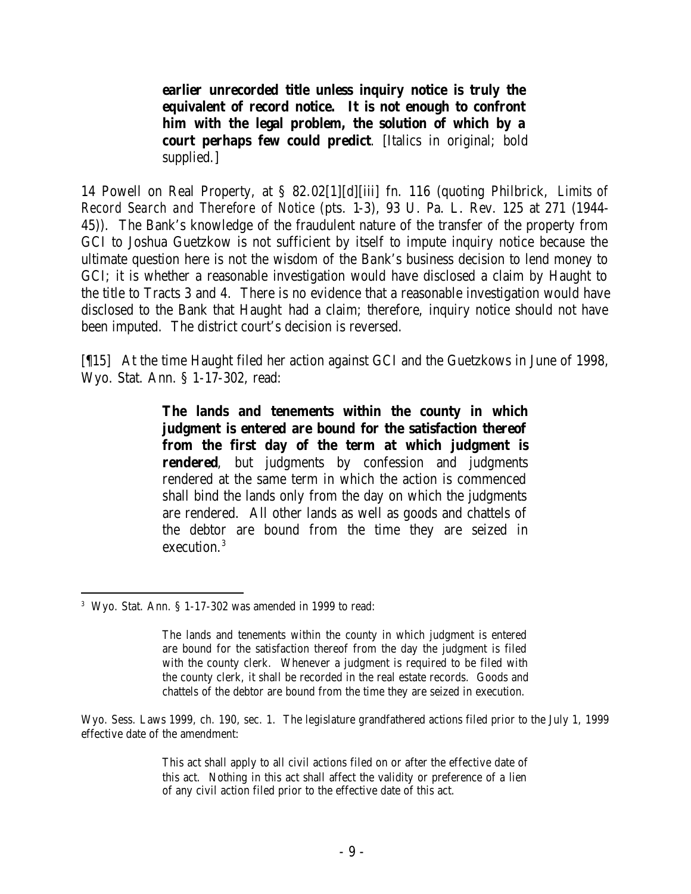> **earlier unrecorded title unless inquiry notice is truly the equivalent of record notice. It is not enough to confront him with the legal problem, the solution of which by a court perhaps few could predict**. [Italics in original; bold supplied.]

14 Powell on Real Property, at § 82.02[1][d][iii] fn. 116 (quoting Philbrick, *Limits of Record Search and Therefore of Notice* (pts. 1-3), 93 U. Pa. L. Rev. 125 at 271 (1944-45)). The Bank's knowledge of the fraudulent nature of the transfer of the property from GCI to Joshua Guetzkow is not sufficient by itself to impute inquiry notice because the ultimate question here is not the wisdom of the Bank's business decision to lend money to GCI; it is whether a reasonable investigation would have disclosed a claim by Haught to the title to Tracts 3 and 4. There is no evidence that a reasonable investigation would have disclosed to the Bank that Haught had a claim; therefore, inquiry notice should not have been imputed. The district court's decision is reversed.

[¶15] At the time Haught filed her action against GCI and the Guetzkows in June of 1998, Wyo. Stat. Ann. § 1-17-302, read:

> **The lands and tenements within the county in which judgment is entered are bound for the satisfaction thereof from the first day of the term at which judgment is rendered**, but judgments by confession and judgments rendered at the same term in which the action is commenced shall bind the lands only from the day on which the judgments are rendered. All other lands as well as goods and chattels of the debtor are bound from the time they are seized in execution.[3]

---

[3] Wyo. Stat. Ann. § 1-17-302 was amended in 1999 to read:

> The lands and tenements within the county in which judgment is entered are bound for the satisfaction thereof from the day the judgment is filed with the county clerk. Whenever a judgment is required to be filed with the county clerk, it shall be recorded in the real estate records. Goods and chattels of the debtor are bound from the time they are seized in execution.

Wyo. Sess. Laws 1999, ch. 190, sec. 1. The legislature grandfathered actions filed prior to the July 1, 1999 effective date of the amendment:

> This act shall apply to all civil actions filed on or after the effective date of this act. Nothing in this act shall affect the validity or preference of a lien of any civil action filed prior to the effective date of this act.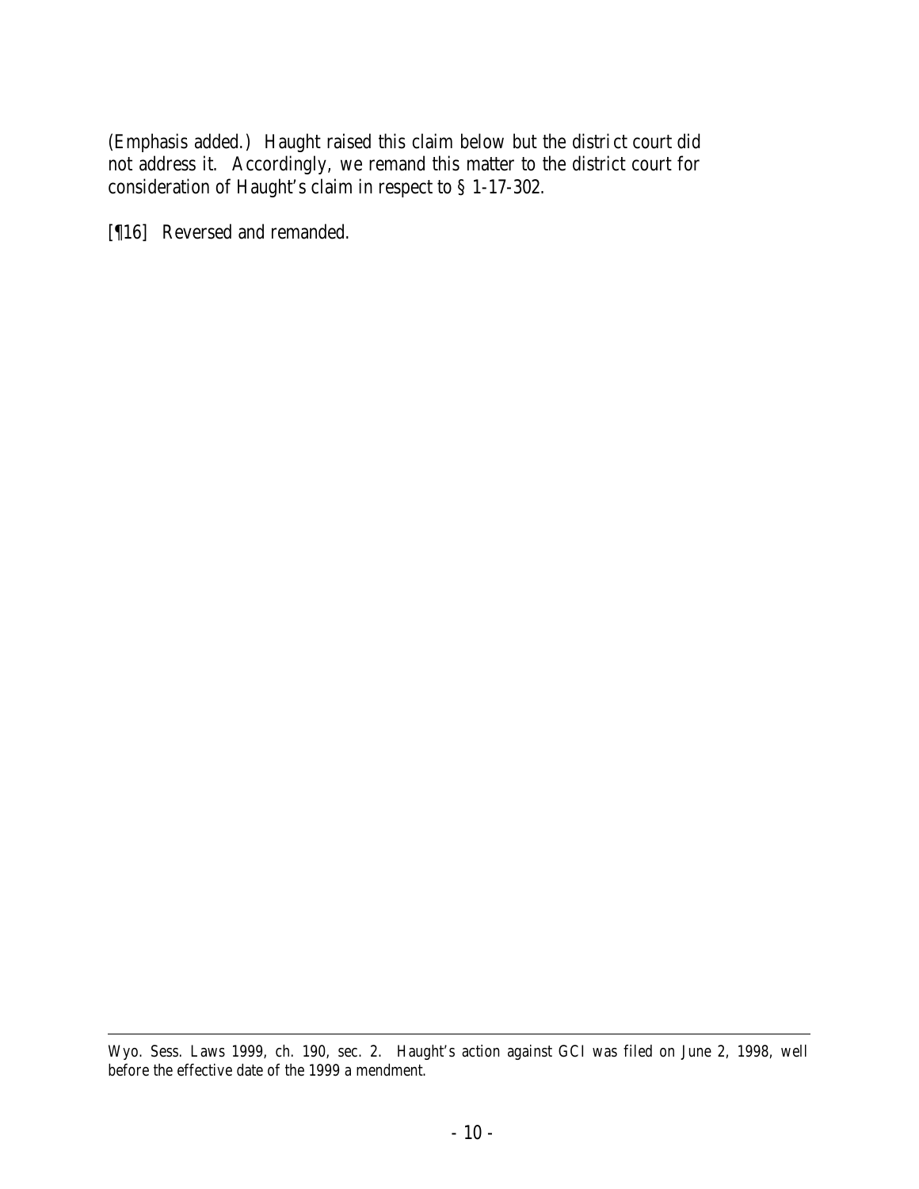(Emphasis added.) Haught raised this claim below but the district court did not address it. Accordingly, we remand this matter to the district court for consideration of Haught's claim in respect to § 1-17-302.

[¶16] Reversed and remanded.

---

Wyo. Sess. Laws 1999, ch. 190, sec. 2. Haught's action against GCI was filed on June 2, 1998, well before the effective date of the 1999 a mendment.